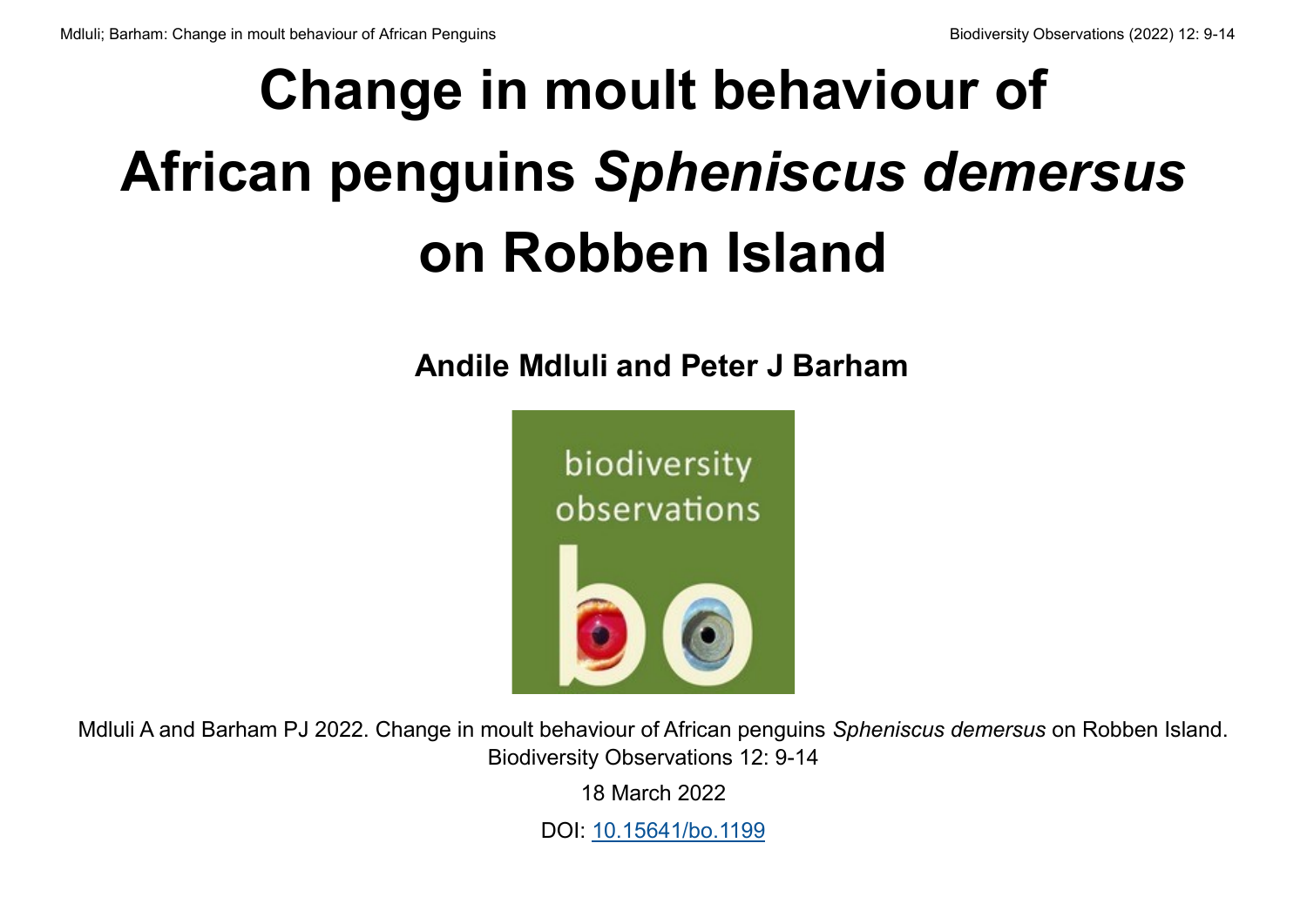# Change in moult behaviour of African penguins *Spheniscus demersus* on Robben Island

**Andile Mdluli and Peter J Barham**

Mdluli A and Barham PJ 2022. Change in moult behaviour of African penguins *Spheniscus demersus* on Robben Island. Biodiversity Observations 12: 9-14

18 March 2022

DOI: [10.15641/bo.1199](https://doi.org/10.15641/bo.1199)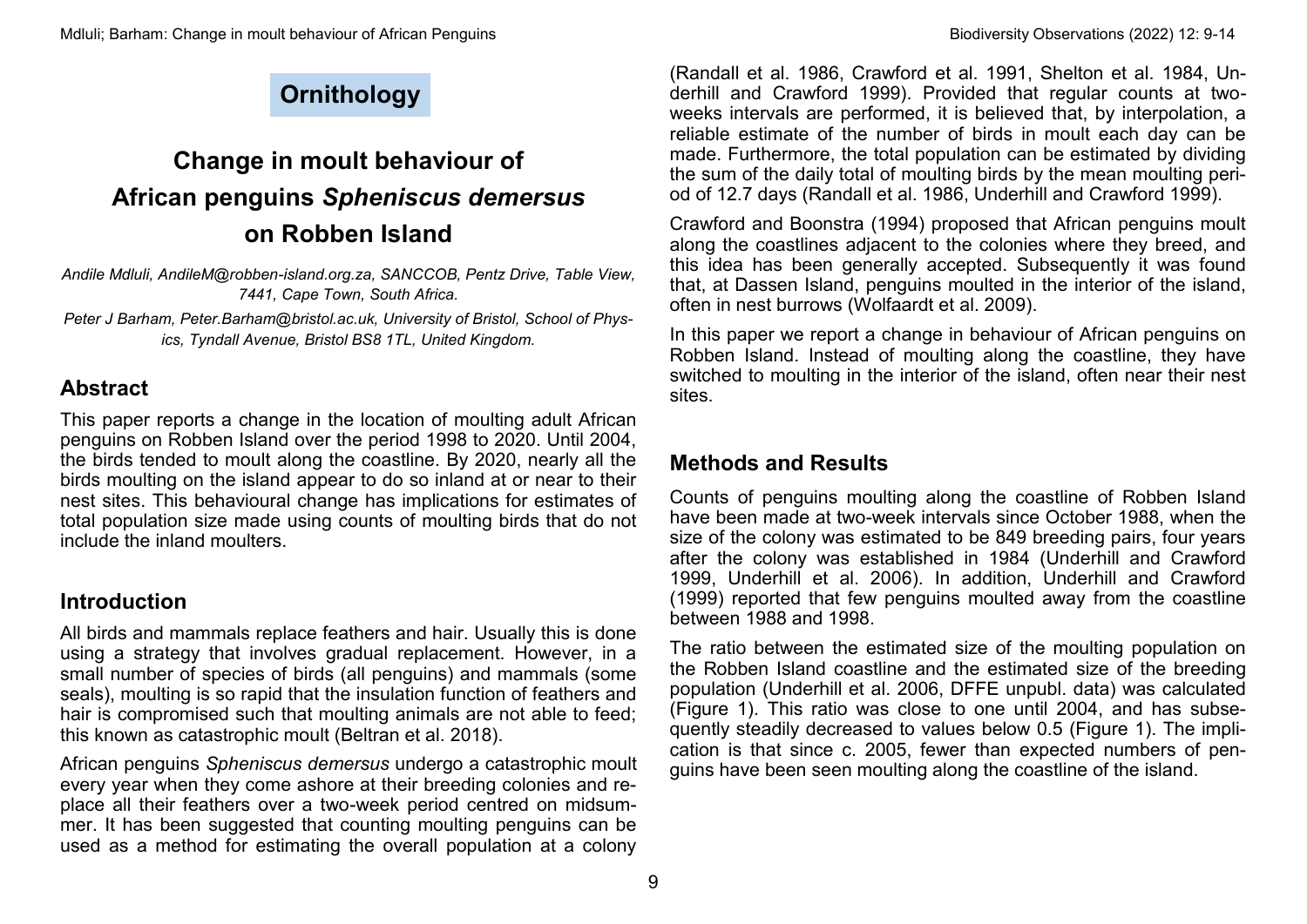# Ornithology

# Change in moult behaviour of African penguins *Spheniscus demersus* on Robben Island

*Andile Mdluli, AndileM@robben-island.org.za, SANCCOB, Pentz Drive, Table View, 7441, Cape Town, South Africa.*

*Peter J Barham, Peter.Barham@bristol.ac.uk, University of Bristol, School of Physics, Tyndall Avenue, Bristol BS8 1TL, United Kingdom.*

## Abstract

This paper reports a change in the location of moulting adult African penguins on Robben Island over the period 1998 to 2020. Until 2004, the birds tended to moult along the coastline. By 2020, nearly all the birds moulting on the island appear to do so inland at or near to their nest sites. This behavioural change has implications for estimates of total population size made using counts of moulting birds that do not include the inland moulters.

## Introduction

All birds and mammals replace feathers and hair. Usually this is done using a strategy that involves gradual replacement. However, in a small number of species of birds (all penguins) and mammals (some seals), moulting is so rapid that the insulation function of feathers and hair is compromised such that moulting animals are not able to feed; this known as catastrophic moult (Beltran et al. 2018).

African penguins *Spheniscus demersus* undergo a catastrophic moult every year when they come ashore at their breeding colonies and replace all their feathers over a two-week period centred on midsummer. It has been suggested that counting moulting penguins can be used as a method for estimating the overall population at a colony (Randall et al. 1986, Crawford et al. 1991, Shelton et al. 1984, Underhill and Crawford 1999). Provided that regular counts at two-weeks intervals are performed, it is believed that, by interpolation, a reliable estimate of the number of birds in moult each day can be made. Furthermore, the total population can be estimated by dividing the sum of the daily total of moulting birds by the mean moulting period of 12.7 days (Randall et al. 1986, Underhill and Crawford 1999).

Crawford and Boonstra (1994) proposed that African penguins moult along the coastlines adjacent to the colonies where they breed, and this idea has been generally accepted. Subsequently it was found that, at Dassen Island, penguins moulted in the interior of the island, often in nest burrows (Wolfaardt et al. 2009).

In this paper we report a change in behaviour of African penguins on Robben Island. Instead of moulting along the coastline, they have switched to moulting in the interior of the island, often near their nest sites.

## Methods and Results

Counts of penguins moulting along the coastline of Robben Island have been made at two-weekly intervals since October 1988, when the size of the colony was estimated to be 849 breeding pairs, four years after the colony was established in 1984 (Underhill and Crawford 1999, Underhill et al. 2006). In addition, Underhill and Crawford (1999) reported that few penguins moulted away from the coastline between 1988 and 1998.

The ratio between the estimated size of the moulting population on the Robben Island coastline and the estimated size of the breeding population (Underhill et al. 2006, DFFE unpubl. data) was calculated (Figure 1). This ratio was close to one until 2004, and has subsequently steadily decreased to values below 0.5 (Figure 1). The implication is that since c. 2005, fewer than expected numbers of penguins have been seen moulting along the coastline of the island.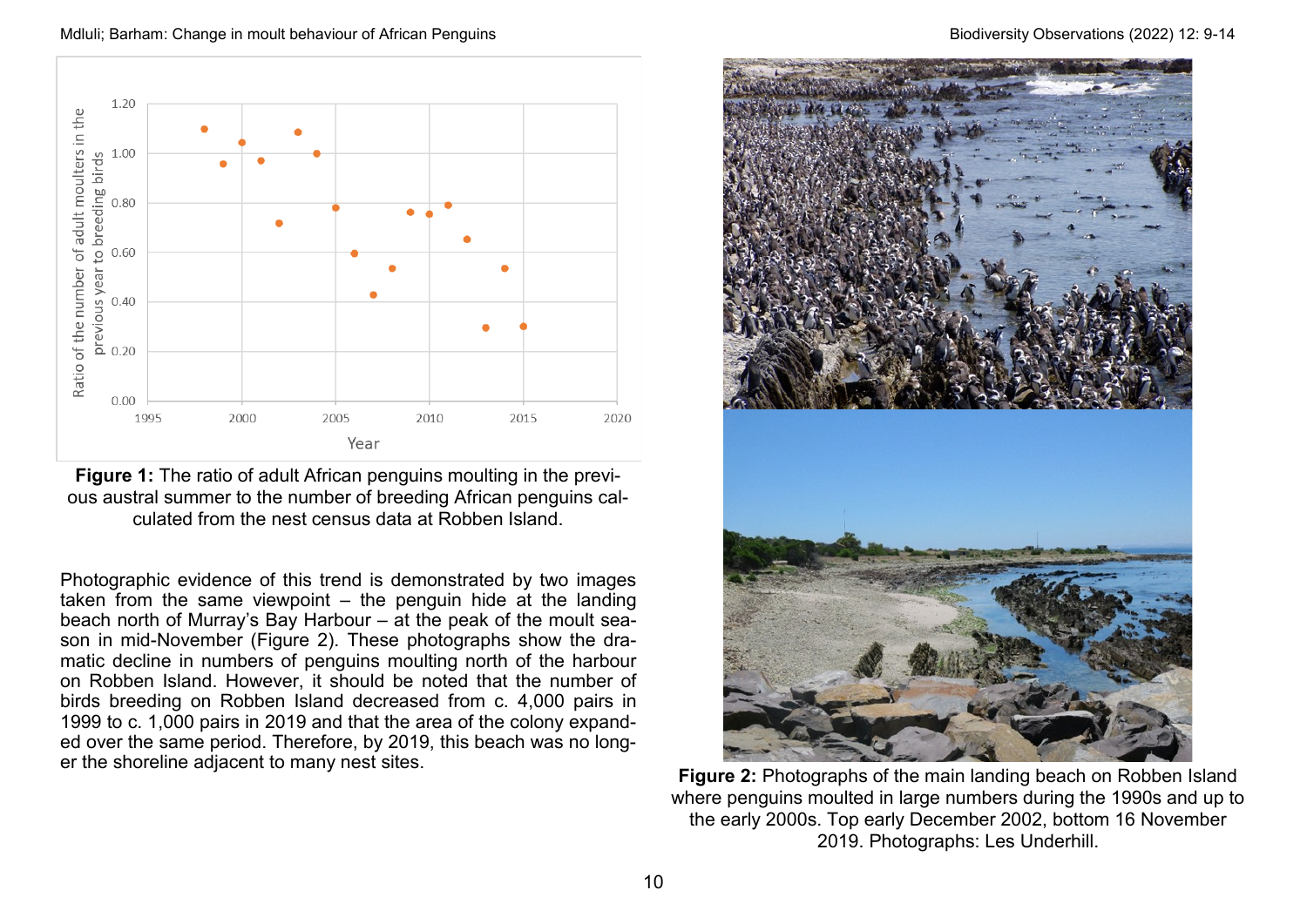**Figure 1:** The ratio of adult African penguins moulting in the previous austral summer to the number of breeding African penguins calculated from the nest census data at Robben Island.

Photographic evidence of this trend is demonstrated by two images taken from the same viewpoint – the penguin hide at the landing beach north of Murray's Bay Harbour – at the peak of the moult season in mid-November (Figure 2). These photographs show the dramatic decline in numbers of penguins moulting north of the harbour on Robben Island. However, it should be noted that the number of birds breeding on Robben Island decreased from c. 4,000 pairs in 1999 to c. 1,000 pairs in 2019 and that the area of the colony expanded over the same period. Therefore, by 2019, this beach was no longer the shoreline adjacent to many nest sites.

**Figure 2:** Photographs of the main landing beach on Robben Island where penguins moulted in large numbers during the 1990s and up to the early 2000s. Top early December 2002, bottom 16 November 2019. Photographs: Les Underhill.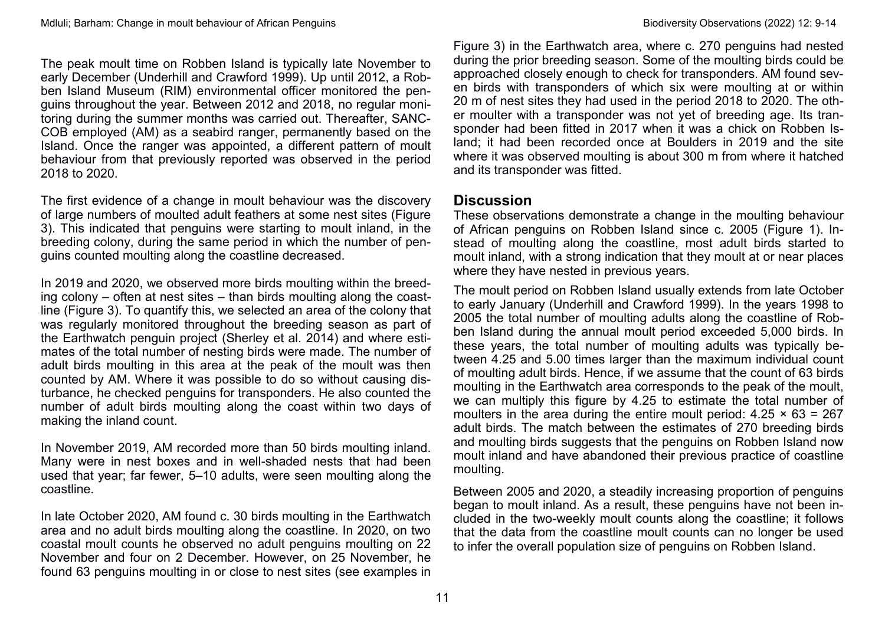The peak moult time on Robben Island is typically late November to early December (Underhill and Crawford 1999). Up until 2012, a Robben Island Museum (RIM) environmental officer monitored the penguins throughout the year. Between 2012 and 2018, no regular monitoring during the summer months was carried out. Thereafter, SANCCOB employed (AM) as a seabird ranger, permanently based on the Island. Once the ranger was appointed, a different pattern of moult behaviour from that previously reported was observed in the period 2018 to 2020.

The first evidence of a change in moult behaviour was the discovery of large numbers of moulted adult feathers at some nest sites (Figure 3). This indicated that penguins were starting to moult inland, in the breeding colony, during the same period in which the number of penguins counted moulting along the coastline decreased.

In 2019 and 2020, we observed more birds moulting within the breeding colony – often at nest sites – than birds moulting along the coastline (Figure 3). To quantify this, we selected an area of the colony that was regularly monitored throughout the breeding season as part of the Earthwatch penguin project (Sherley et al. 2014) and where estimates of the total number of nesting birds were made. The number of adult birds moulting in this area at the peak of the moult was then counted by AM. Where it was possible to do so without causing disturbance, he checked penguins for transponders. He also counted the number of adult birds moulting along the coast within two days of making the inland count.

In November 2019, AM recorded more than 50 birds moulting inland. Many were in nest boxes and in well-shaded nests that had been used that year; far fewer, 5–10 adults, were seen moulting along the coastline.

In late October 2020, AM found c. 30 birds moulting in the Earthwatch area and no adult birds moulting along the coastline. In 2020, on two coastal moult counts he observed no adult penguins moulting on 22 November and four on 2 December. However, on 25 November, he found 63 penguins moulting in or close to nest sites (see examples in Figure 3) in the Earthwatch area, where c. 270 penguins had nested during the prior breeding season. Some of the moulting birds could be approached closely enough to check for transponders. AM found seven birds with transponders of which six were moulting at or within 20 m of nest sites they had used in the period 2018 to 2020. The other moulter with a transponder was not yet of breeding age. Its transponder had been fitted in 2017 when it was a chick on Robben Island; it had been recorded once at Boulders in 2019 and the site where it was observed moulting is about 300 m from where it hatched and its transponder was fitted.

## Discussion

These observations demonstrate a change in the moulting behaviour of African penguins on Robben Island since c. 2005 (Figure 1). Instead of moulting along the coastline, most adult birds started to moult inland, with a strong indication that they moult at or near places where they have nested in previous years.

The moult period on Robben Island usually extends from late October to early January (Underhill and Crawford 1999). In the years 1998 to 2005 the total number of moulting adults along the coastline of Robben Island during the annual moult period exceeded 5,000 birds. In these years, the total number of moulting adults was typically between 4.25 and 5.00 times larger than the maximum individual count of moulting adult birds. Hence, if we assume that the count of 63 birds moulting in the Earthwatch area corresponds to the peak of the moult, we can multiply this figure by 4.25 to estimate the total number of moulters in the area during the entire moult period: $4.25 \times 63 = 267$ adult birds. The match between the estimates of 270 breeding birds and moulting birds suggests that the penguins on Robben Island now moult inland and have abandoned their previous practice of coastline moulting.

Between 2005 and 2020, a steadily increasing proportion of penguins began to moult inland. As a result, these penguins have not been included in the two-weekly moult counts along the coastline; it follows that the data from the coastline moult counts can no longer be used to infer the overall population size of penguins on Robben Island.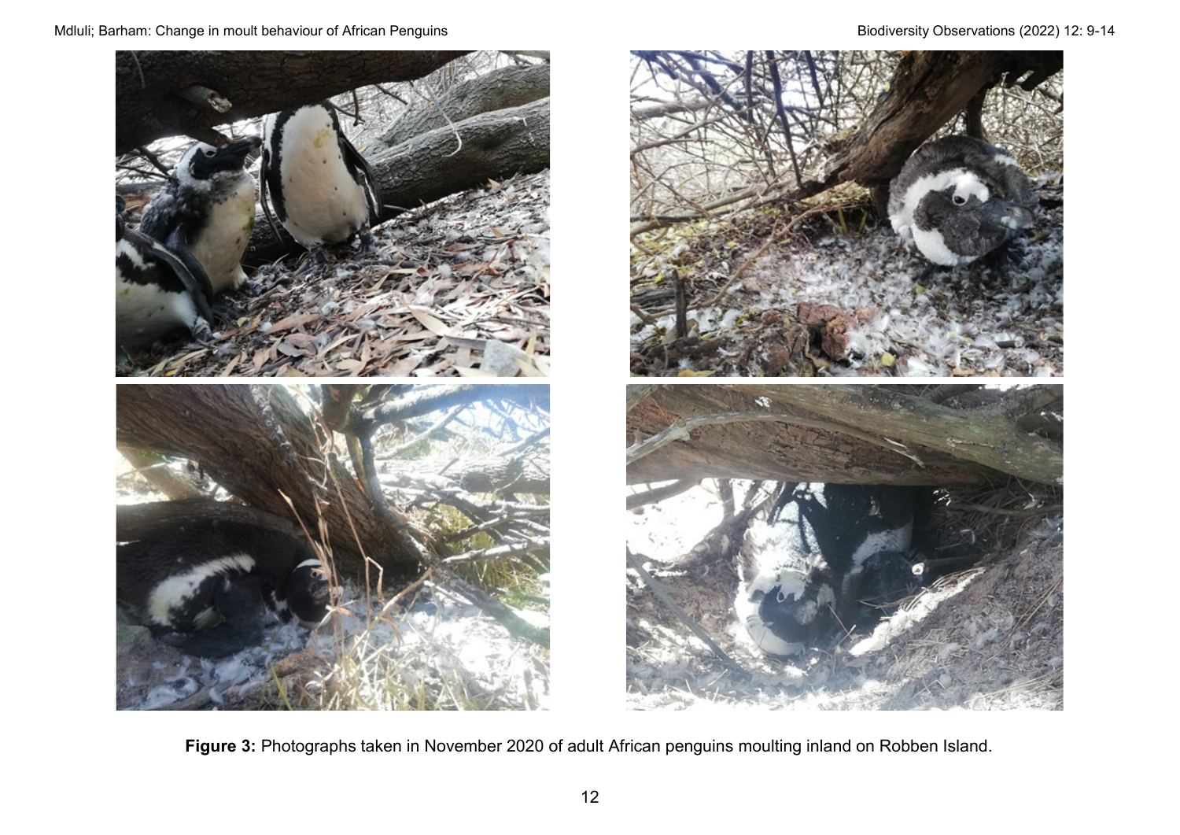**Figure 3:** Photographs taken in November 2020 of adult African penguins moulting inland on Robben Island.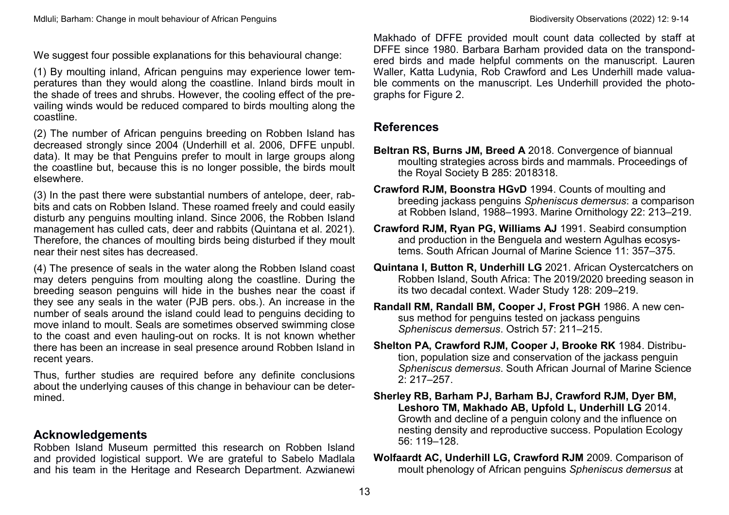We suggest four possible explanations for this behavioural change:

(1) By moulting inland, African penguins may experience lower temperatures than they would along the coastline. Inland birds moult in the shade of trees and shrubs. However, the cooling effect of the prevailing winds would be reduced compared to birds moulting along the coastline.

(2) The number of African penguins breeding on Robben Island has decreased strongly since 2004 (Underhill et al. 2006, DFFE unpubl. data). It may be that Penguins prefer to moult in large groups along the coastline but, because this is no longer possible, the birds moult elsewhere.

(3) In the past there were substantial numbers of antelope, deer, rabbits and cats on Robben Island. These roamed freely and could easily disturb any penguins moulting inland. Since 2006, the Robben Island management has culled cats, deer and rabbits (Quintana et al. 2021). Therefore, the chances of moulting birds being disturbed if they moult near their nest sites has decreased.

(4) The presence of seals in the water along the Robben Island coast may deters penguins from moulting along the coastline. During the breeding season penguins will hide in the bushes near the coast if they see any seals in the water (PJB pers. obs.). An increase in the number of seals around the island could lead to penguins deciding to move inland to moult. Seals are sometimes observed swimming close to the coast and even hauling-out on rocks. It is not known whether there has been an increase in seal presence around Robben Island in recent years.

Thus, further studies are required before any definite conclusions about the underlying causes of this change in behaviour can be determined.

## Acknowledgements

Robben Island Museum permitted this research on Robben Island and provided logistical support. We are grateful to Sabelo Madlala and his team in the Heritage and Research Department. Azwianewi Makhado of DFFE provided moult count data collected by staff at DFFE since 1980. Barbara Barham provided data on the transpondered birds and made helpful comments on the manuscript. Lauren Waller, Katta Ludynia, Rob Crawford and Les Underhill made valuable comments on the manuscript. Les Underhill provided the photographs for Figure 2.

## References

**Beltran RS, Burns JM, Breed A** 2018. Convergence of biannual moulting strategies across birds and mammals. Proceedings of the Royal Society B 285: 2018318.

**Crawford RJM, Boonstra HGvD** 1994. Counts of moulting and breeding jackass penguins *Spheniscus demersus*: a comparison at Robben Island, 1988–1993. Marine Ornithology 22: 213–219.

**Crawford RJM, Ryan PG, Williams AJ** 1991. Seabird consumption and production in the Benguela and western Agulhas ecosystems. South African Journal of Marine Science 11: 357–375.

**Quintana I, Button R, Underhill LG** 2021. African Oystercatchers on Robben Island, South Africa: The 2019/2020 breeding season in its two decadal context. Wader Study 128: 209–219.

**Randall RM, Randall BM, Cooper J, Frost PGH** 1986. A new census method for penguins tested on jackass penguins *Spheniscus demersus*. Ostrich 57: 211–215.

**Shelton PA, Crawford RJM, Cooper J, Brooke RK** 1984. Distribution, population size and conservation of the jackass penguin *Spheniscus demersus*. South African Journal of Marine Science 2: 217–257.

**Sherley RB, Barham PJ, Barham BJ, Crawford RJM, Dyer BM, Leshoro TM, Makhado AB, Upfold L, Underhill LG** 2014. Growth and decline of a penguin colony and the influence on nesting density and reproductive success. Population Ecology 56: 119–128.

**Wolfaardt AC, Underhill LG, Crawford RJM** 2009. Comparison of moult phenology of African penguins *Spheniscus demersus* at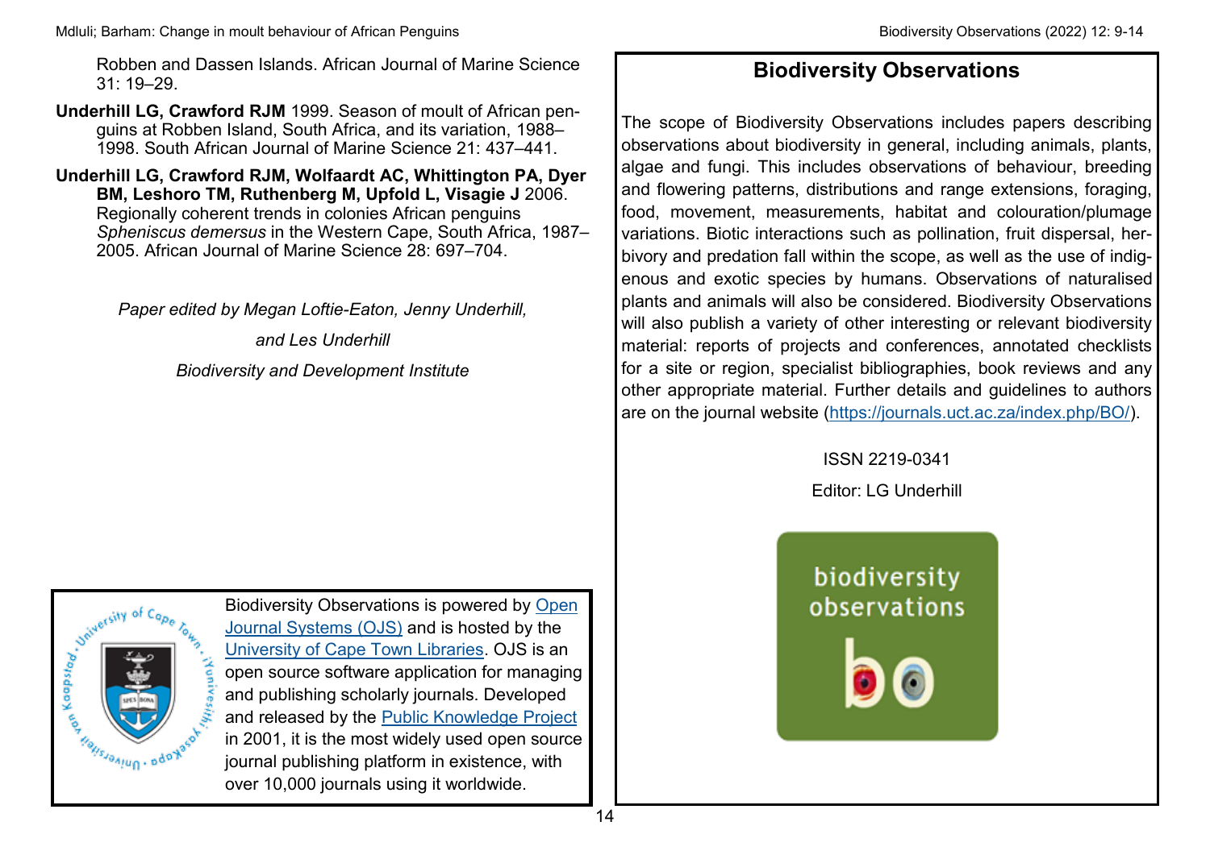Robben and Dassen Islands. African Journal of Marine Science 31: 19–29.

**Underhill LG, Crawford RJM** 1999. Season of moult of African penguins at Robben Island, South Africa, and its variation, 1988–1998. South African Journal of Marine Science 21: 437–441.

**Underhill LG, Crawford RJM, Wolfaardt AC, Whittington PA, Dyer BM, Leshoro TM, Ruthenberg M, Upfold L, Visagie J** 2006. Regionally coherent trends in colonies African penguins *Spheniscus demersus* in the Western Cape, South Africa, 1987–2005. African Journal of Marine Science 28: 697–704.

*Paper edited by Megan Loftie-Eaton, Jenny Underhill,*

*and Les Underhill*

*Biodiversity and Development Institute*

Biodiversity Observations is powered by Open Journal Systems (OJS) and is hosted by the University of Cape Town Libraries. OJS is an open source software application for managing and publishing scholarly journals. Developed and released by the Public Knowledge Project in 2001, it is the most widely used open source journal publishing platform in existence, with over 10,000 journals using it worldwide.

## Biodiversity Observations

The scope of Biodiversity Observations includes papers describing observations about biodiversity in general, including animals, plants, algae and fungi. This includes observations of behaviour, breeding and flowering patterns, distributions and range extensions, foraging, food, movement, measurements, habitat and colouration/plumage variations. Biotic interactions such as pollination, fruit dispersal, herbivory and predation fall within the scope, as well as the use of indigenous and exotic species by humans. Observations of naturalised plants and animals will also be considered. Biodiversity Observations will also publish a variety of other interesting or relevant biodiversity material: reports of projects and conferences, annotated checklists for a site or region, specialist bibliographies, book reviews and any other appropriate material. Further details and guidelines to authors are on the journal website (https://journals.uct.ac.za/index.php/BO/).

ISSN 2219-0341

Editor: LG Underhill